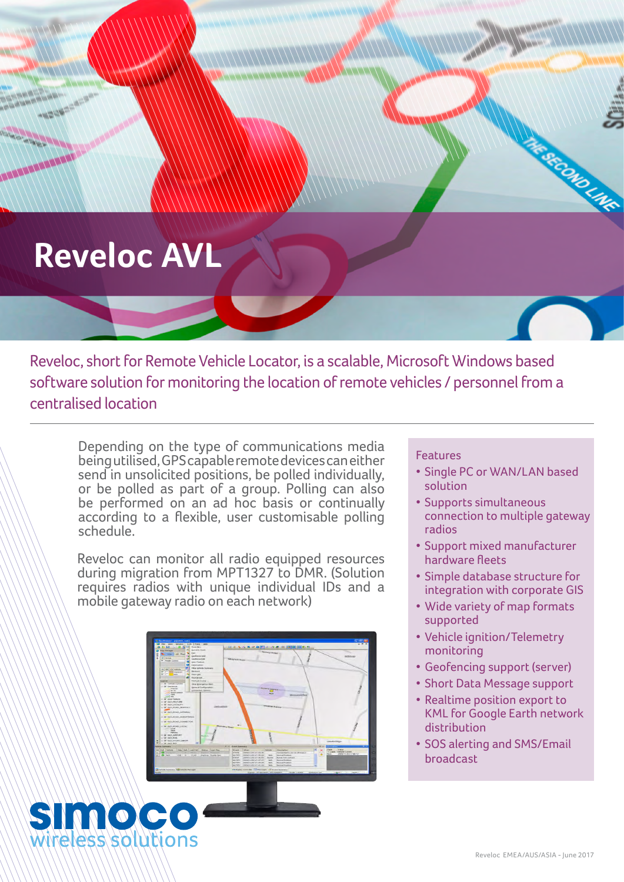# Reveloc AVL

Reveloc, short for Remote Vehicle Locator, is a scalable, Microsoft Windows based software solution for monitoring the location of remote vehicles / personnel from a centralised location

Depending on the type of communications media being utilised, GPS capable remote devices can either send in unsolicited positions, be polled individually, or be polled as part of a group. Polling can also be performed on an ad hoc basis or continually according to a flexible, user customisable polling schedule.

Reveloc can monitor all radio equipped resources during migration from MPT1327 to DMR. (Solution requires radios with unique individual IDs and a mobile gateway radio on each network)

### Features

- Single PC or WAN/LAN based solution
- Supports simultaneous connection to multiple gateway radios
- Support mixed manufacturer hardware fleets
- Simple database structure for integration with corporate GIS
- Wide variety of map formats supported
- Vehicle ignition/Telemetry monitoring
- Geofencing support (server)
- Short Data Message support
- Realtime position export to KML for Google Earth network distribution
- SOS alerting and SMS/Email broadcast

simoco wireless solutions

Reveloc EMEA/AUS/ASIA - June 2017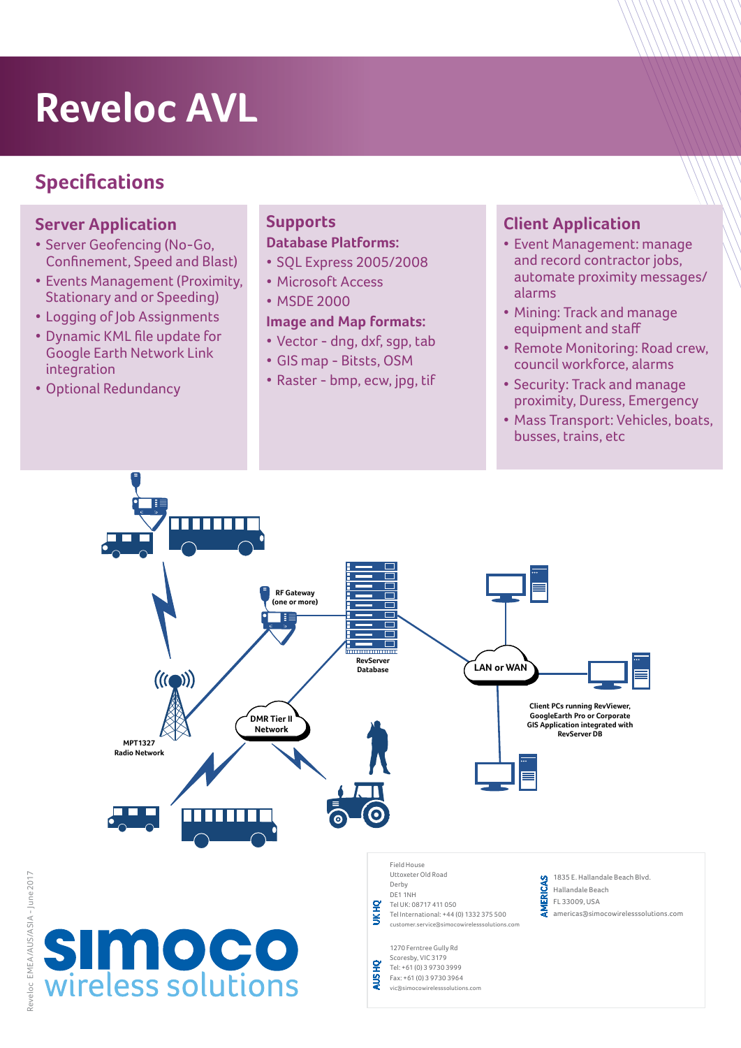# Reveloc AVL

## Specifications

### Server Application

- Server Geofencing (No-Go, Confinement, Speed and Blast)
- Events Management (Proximity, Stationary and or Speeding)
- Logging of Job Assignments
- Dynamic KML file update for Google Earth Network Link integration
- Optional Redundancy

### Supports

**Database Platforms:**

- SQL Express 2005/2008
- Microsoft Access
- MSDE 2000

**Image and Map formats:**

- Vector - dng, dxf, sgp, tab
- GIS map - Bitsts, OSM
- Raster - bmp, ecw, jpg, tif

### Client Application

- Event Management: manage and record contractor jobs, automate proximity messages/ alarms
- Mining: Track and manage equipment and staff
- Remote Monitoring: Road crew, council workforce, alarms
- Security: Track and manage proximity, Duress, Emergency
- Mass Transport: Vehicles, boats, busses, trains, etc

RF Gateway (one or more)

RevServer Database

LAN or WAN

MPT1327 Radio Network

DMR Tier II Network

Client PCs running RevViewer, GoogleEarth Pro or Corporate GIS Application integrated with RevServer DB

simoco wireless solutions

Reveloc EMEA/AUS/ASIA - June 2017

**UK HQ**
Field House
Uttoxeter Old Road
Derby
DE1 1NH
Tel UK: 08717 411 050
Tel International: +44 (0) 1332 375 500
customer.service@simocowirelesssolutions.com

**AUS HQ**
1270 Ferntree Gully Rd
Scoresby, VIC 3179
Tel: +61 (0) 3 9730 3999
Fax: +61 (0) 3 9730 3964
vic@simocowirelesssolutions.com

**AMERICAS**
1835 E. Hallandale Beach Blvd.
Hallandale Beach
FL 33009, USA
americas@simocowirelesssolutions.com